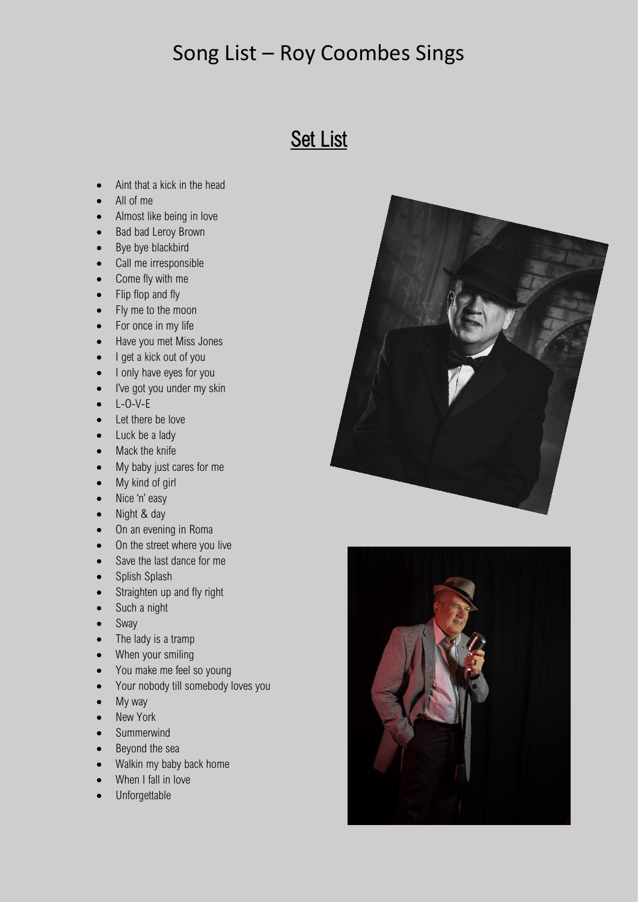# Song List – Roy Coombes Sings

## Set List

- Aint that a kick in the head
- All of me
- Almost like being in love
- Bad bad Leroy Brown
- Bye bye blackbird
- Call me irresponsible
- Come fly with me
- Flip flop and fly
- Fly me to the moon
- For once in my life
- Have you met Miss Jones
- I get a kick out of you
- I only have eyes for you
- I've got you under my skin
- L-O-V-E
- Let there be love
- Luck be a lady
- Mack the knife
- My baby just cares for me
- My kind of girl
- Nice 'n' easy
- Night & day
- On an evening in Roma
- On the street where you live
- Save the last dance for me
- Splish Splash
- Straighten up and fly right
- Such a night
- Sway
- The lady is a tramp
- When your smiling
- You make me feel so young
- Your nobody till somebody loves you
- My way
- New York
- Summerwind
- Beyond the sea
- Walkin my baby back home
- When I fall in love
- Unforgettable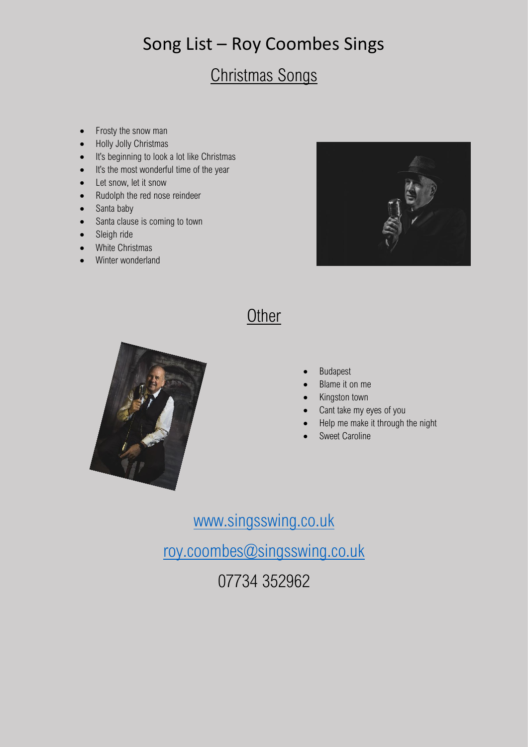# Song List – Roy Coombes Sings

## Christmas Songs

- Frosty the snow man
- Holly Jolly Christmas
- It's beginning to look a lot like Christmas
- It's the most wonderful time of the year
- Let snow, let it snow
- Rudolph the red nose reindeer
- Santa baby
- Santa clause is coming to town
- Sleigh ride
- White Christmas
- Winter wonderland

## Other

- Budapest
- Blame it on me
- Kingston town
- Cant take my eyes of you
- Help me make it through the night
- Sweet Caroline

www.singsswing.co.uk

roy.coombes@singsswing.co.uk

07734 352962